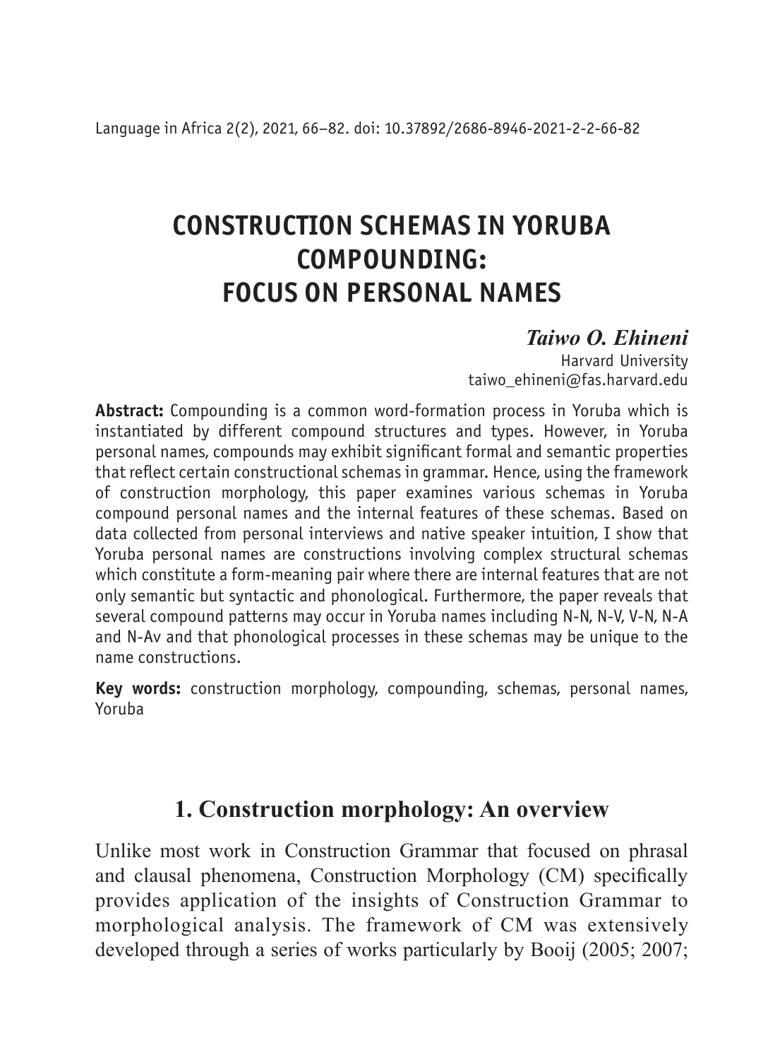# CONSTRUCTION SCHEMAS IN YORUBA COMPOUNDING: FOCUS ON PERSONAL NAMES

***Taiwo O. Ehineni***
Harvard University
taiwo_ehineni@fas.harvard.edu

**Abstract:** Compounding is a common word-formation process in Yoruba which is instantiated by different compound structures and types. However, in Yoruba personal names, compounds may exhibit significant formal and semantic properties that reflect certain constructional schemas in grammar. Hence, using the framework of construction morphology, this paper examines various schemas in Yoruba compound personal names and the internal features of these schemas. Based on data collected from personal interviews and native speaker intuition, I show that Yoruba personal names are constructions involving complex structural schemas which constitute a form-meaning pair where there are internal features that are not only semantic but syntactic and phonological. Furthermore, the paper reveals that several compound patterns may occur in Yoruba names including N-N, N-V, V-N, N-A and N-Av and that phonological processes in these schemas may be unique to the name constructions.

**Key words:** construction morphology, compounding, schemas, personal names, Yoruba

## 1. Construction morphology: An overview

Unlike most work in Construction Grammar that focused on phrasal and clausal phenomena, Construction Morphology (CM) specifically provides application of the insights of Construction Grammar to morphological analysis. The framework of CM was extensively developed through a series of works particularly by Booij (2005; 2007;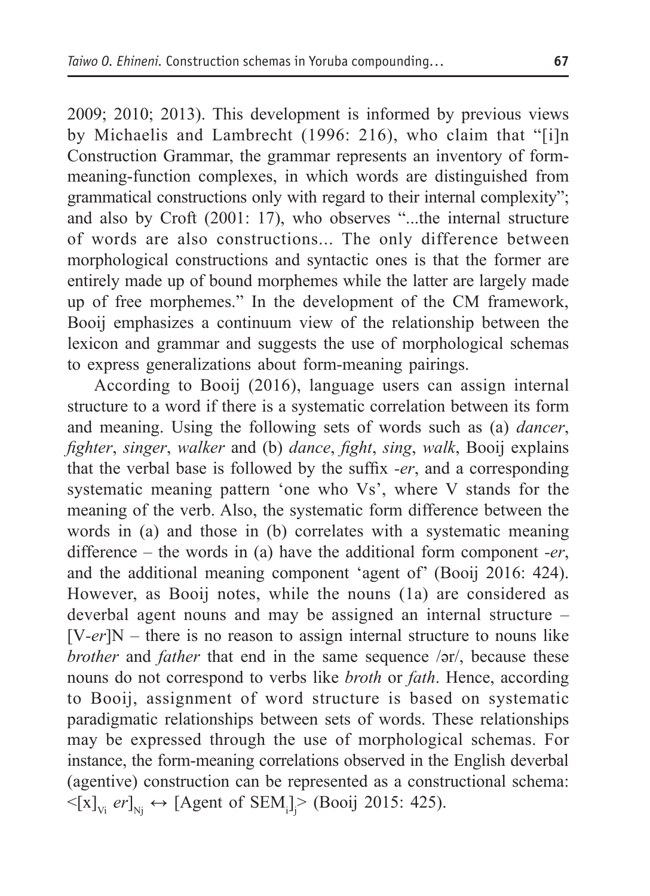2009; 2010; 2013). This development is informed by previous views by Michaelis and Lambrecht (1996: 216), who claim that "[i]n Construction Grammar, the grammar represents an inventory of form-meaning-function complexes, in which words are distinguished from grammatical constructions only with regard to their internal complexity"; and also by Croft (2001: 17), who observes "...the internal structure of words are also constructions... The only difference between morphological constructions and syntactic ones is that the former are entirely made up of bound morphemes while the latter are largely made up of free morphemes." In the development of the CM framework, Booij emphasizes a continuum view of the relationship between the lexicon and grammar and suggests the use of morphological schemas to express generalizations about form-meaning pairings.

According to Booij (2016), language users can assign internal structure to a word if there is a systematic correlation between its form and meaning. Using the following sets of words such as (a) *dancer*, *fighter*, *singer*, *walker* and (b) *dance*, *fight*, *sing*, *walk*, Booij explains that the verbal base is followed by the suffix *-er*, and a corresponding systematic meaning pattern 'one who Vs', where V stands for the meaning of the verb. Also, the systematic form difference between the words in (a) and those in (b) correlates with a systematic meaning difference – the words in (a) have the additional form component *-er*, and the additional meaning component 'agent of' (Booij 2016: 424). However, as Booij notes, while the nouns (1a) are considered as deverbal agent nouns and may be assigned an internal structure – [V-*er*]N – there is no reason to assign internal structure to nouns like *brother* and *father* that end in the same sequence /ər/, because these nouns do not correspond to verbs like *broth* or *fath*. Hence, according to Booij, assignment of word structure is based on systematic paradigmatic relationships between sets of words. These relationships may be expressed through the use of morphological schemas. For instance, the form-meaning correlations observed in the English deverbal (agentive) construction can be represented as a constructional schema: $<[x]_{Vi}\ er]_{Nj} \leftrightarrow [\text{Agent of SEM}_i]_j>$ (Booij 2015: 425).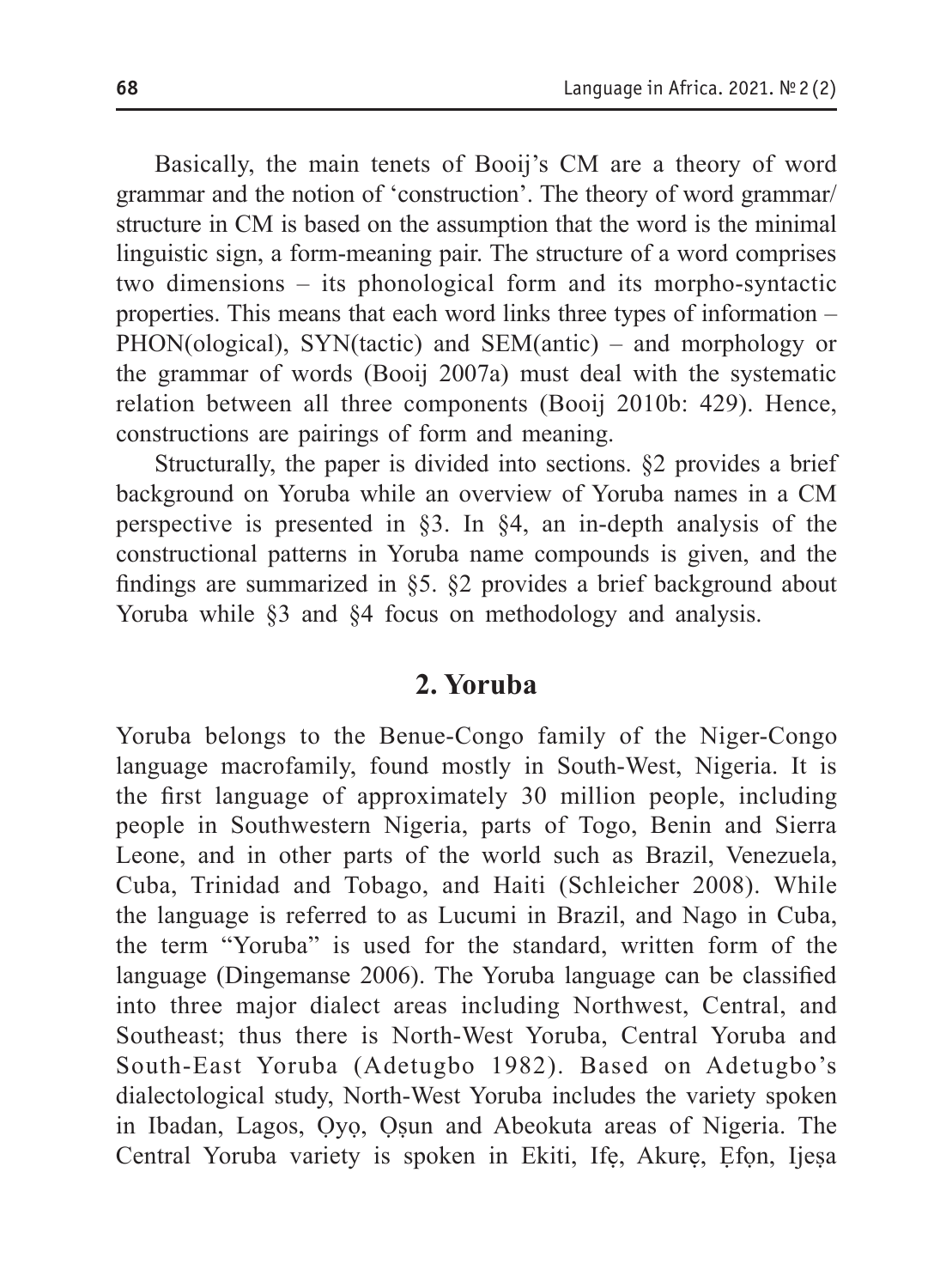Basically, the main tenets of Booij's CM are a theory of word grammar and the notion of 'construction'. The theory of word grammar/ structure in CM is based on the assumption that the word is the minimal linguistic sign, a form-meaning pair. The structure of a word comprises two dimensions – its phonological form and its morpho-syntactic properties. This means that each word links three types of information – PHON(ological), SYN(tactic) and SEM(antic) – and morphology or the grammar of words (Booij 2007a) must deal with the systematic relation between all three components (Booij 2010b: 429). Hence, constructions are pairings of form and meaning.

Structurally, the paper is divided into sections. §2 provides a brief background on Yoruba while an overview of Yoruba names in a CM perspective is presented in §3. In §4, an in-depth analysis of the constructional patterns in Yoruba name compounds is given, and the findings are summarized in §5. §2 provides a brief background about Yoruba while §3 and §4 focus on methodology and analysis.

## 2. Yoruba

Yoruba belongs to the Benue-Congo family of the Niger-Congo language macrofamily, found mostly in South-West, Nigeria. It is the first language of approximately 30 million people, including people in Southwestern Nigeria, parts of Togo, Benin and Sierra Leone, and in other parts of the world such as Brazil, Venezuela, Cuba, Trinidad and Tobago, and Haiti (Schleicher 2008). While the language is referred to as Lucumi in Brazil, and Nago in Cuba, the term "Yoruba" is used for the standard, written form of the language (Dingemanse 2006). The Yoruba language can be classified into three major dialect areas including Northwest, Central, and Southeast; thus there is North-West Yoruba, Central Yoruba and South-East Yoruba (Adetugbo 1982). Based on Adetugbo's dialectological study, North-West Yoruba includes the variety spoken in Ibadan, Lagos, Ọyọ, Ọṣun and Abeokuta areas of Nigeria. The Central Yoruba variety is spoken in Ekiti, Ifẹ, Akurẹ, Ẹfọn, Ijẹṣa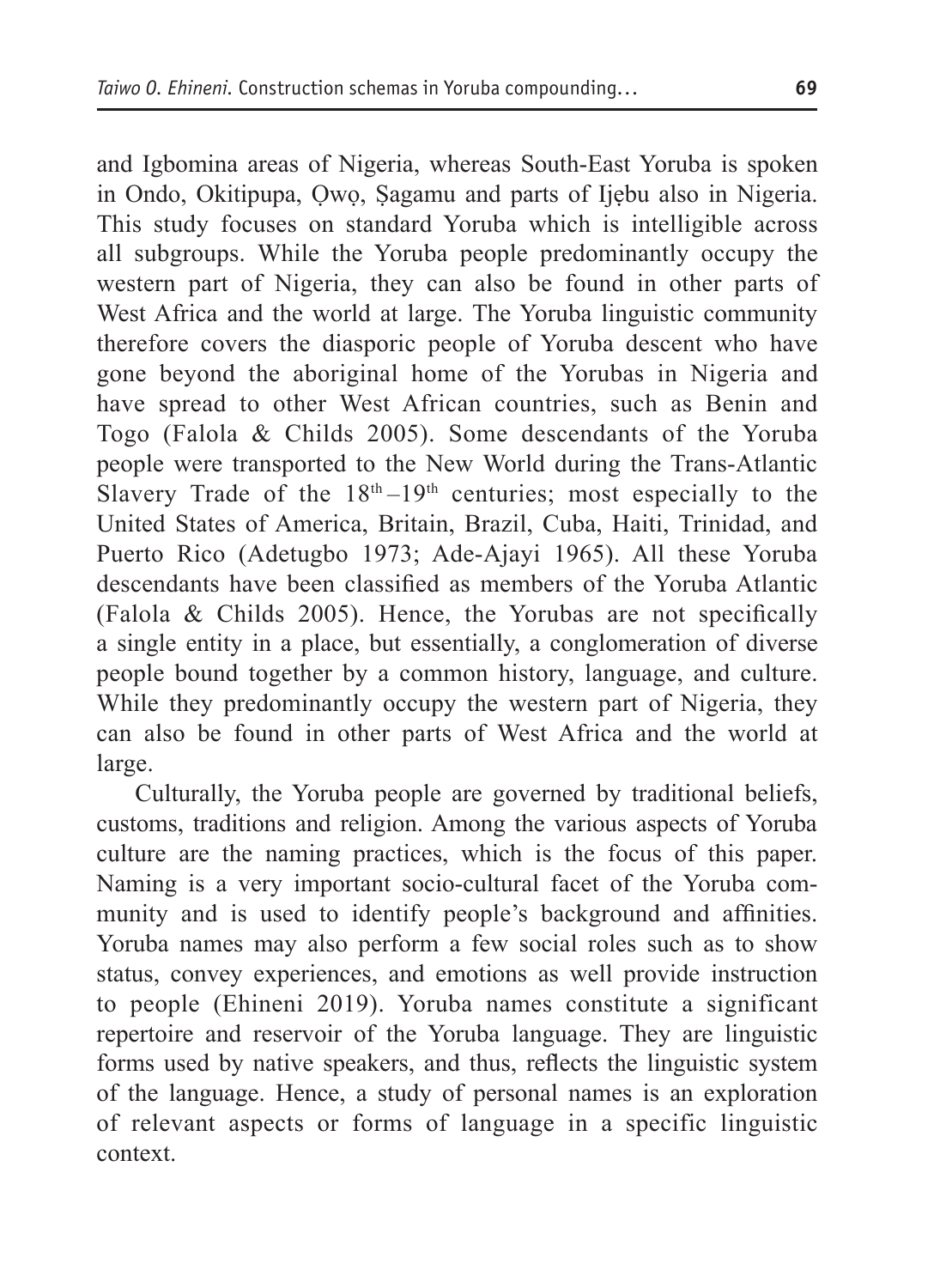and Igbomina areas of Nigeria, whereas South-East Yoruba is spoken in Ondo, Okitipupa, Ọwọ, Ṣagamu and parts of Ijẹbu also in Nigeria. This study focuses on standard Yoruba which is intelligible across all subgroups. While the Yoruba people predominantly occupy the western part of Nigeria, they can also be found in other parts of West Africa and the world at large. The Yoruba linguistic community therefore covers the diasporic people of Yoruba descent who have gone beyond the aboriginal home of the Yorubas in Nigeria and have spread to other West African countries, such as Benin and Togo (Falola & Childs 2005). Some descendants of the Yoruba people were transported to the New World during the Trans-Atlantic Slavery Trade of the 18th–19th centuries; most especially to the United States of America, Britain, Brazil, Cuba, Haiti, Trinidad, and Puerto Rico (Adetugbo 1973; Ade-Ajayi 1965). All these Yoruba descendants have been classified as members of the Yoruba Atlantic (Falola & Childs 2005). Hence, the Yorubas are not specifically a single entity in a place, but essentially, a conglomeration of diverse people bound together by a common history, language, and culture. While they predominantly occupy the western part of Nigeria, they can also be found in other parts of West Africa and the world at large.

Culturally, the Yoruba people are governed by traditional beliefs, customs, traditions and religion. Among the various aspects of Yoruba culture are the naming practices, which is the focus of this paper. Naming is a very important socio-cultural facet of the Yoruba community and is used to identify people's background and affinities. Yoruba names may also perform a few social roles such as to show status, convey experiences, and emotions as well provide instruction to people (Ehineni 2019). Yoruba names constitute a significant repertoire and reservoir of the Yoruba language. They are linguistic forms used by native speakers, and thus, reflects the linguistic system of the language. Hence, a study of personal names is an exploration of relevant aspects or forms of language in a specific linguistic context.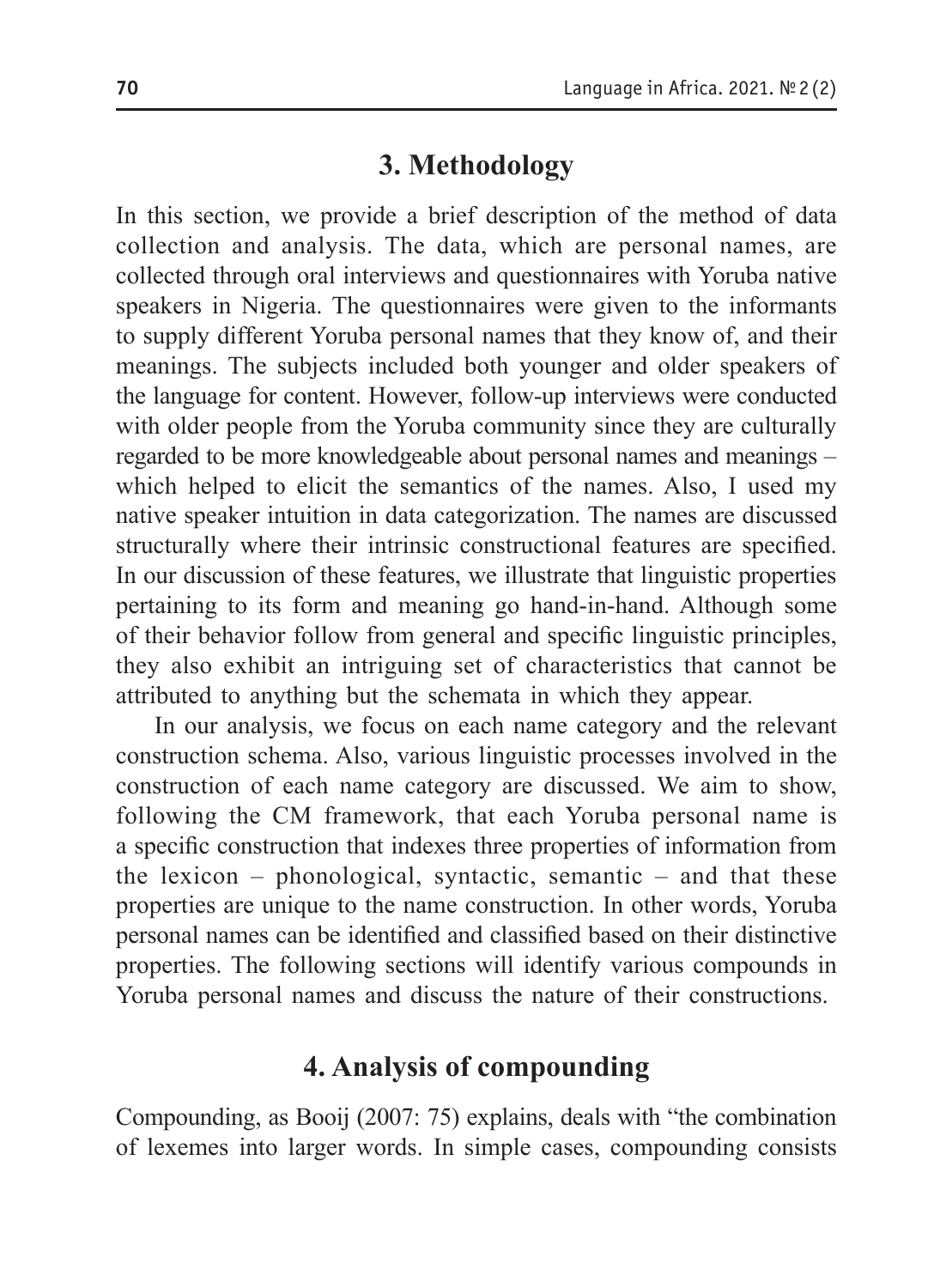## 3. Methodology

In this section, we provide a brief description of the method of data collection and analysis. The data, which are personal names, are collected through oral interviews and questionnaires with Yoruba native speakers in Nigeria. The questionnaires were given to the informants to supply different Yoruba personal names that they know of, and their meanings. The subjects included both younger and older speakers of the language for content. However, follow-up interviews were conducted with older people from the Yoruba community since they are culturally regarded to be more knowledgeable about personal names and meanings – which helped to elicit the semantics of the names. Also, I used my native speaker intuition in data categorization. The names are discussed structurally where their intrinsic constructional features are specified. In our discussion of these features, we illustrate that linguistic properties pertaining to its form and meaning go hand-in-hand. Although some of their behavior follow from general and specific linguistic principles, they also exhibit an intriguing set of characteristics that cannot be attributed to anything but the schemata in which they appear.

In our analysis, we focus on each name category and the relevant construction schema. Also, various linguistic processes involved in the construction of each name category are discussed. We aim to show, following the CM framework, that each Yoruba personal name is a specific construction that indexes three properties of information from the lexicon – phonological, syntactic, semantic – and that these properties are unique to the name construction. In other words, Yoruba personal names can be identified and classified based on their distinctive properties. The following sections will identify various compounds in Yoruba personal names and discuss the nature of their constructions.

## 4. Analysis of compounding

Compounding, as Booij (2007: 75) explains, deals with "the combination of lexemes into larger words. In simple cases, compounding consists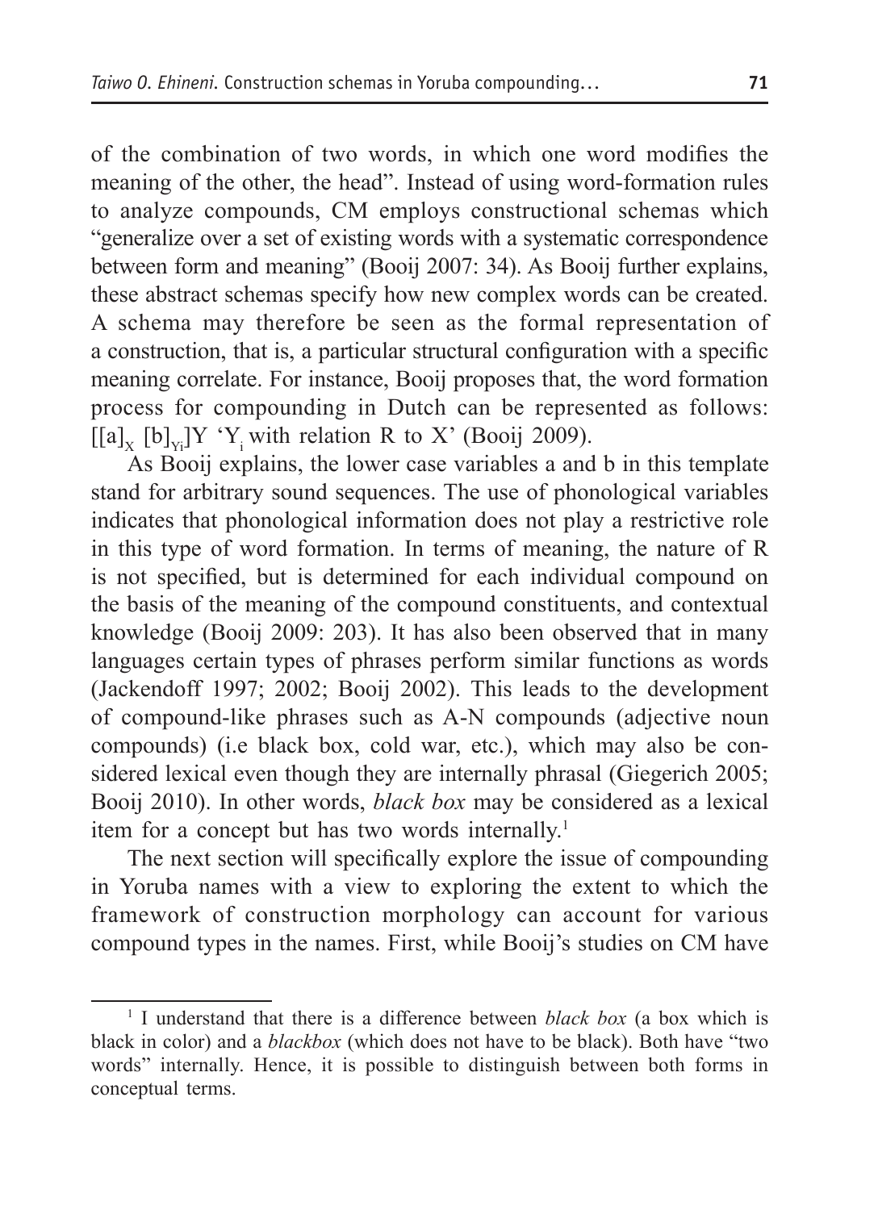of the combination of two words, in which one word modifies the meaning of the other, the head". Instead of using word-formation rules to analyze compounds, CM employs constructional schemas which "generalize over a set of existing words with a systematic correspondence between form and meaning" (Booij 2007: 34). As Booij further explains, these abstract schemas specify how new complex words can be created. A schema may therefore be seen as the formal representation of a construction, that is, a particular structural configuration with a specific meaning correlate. For instance, Booij proposes that, the word formation process for compounding in Dutch can be represented as follows: $[[a]_X\ [b]_{Yi}]Y$ '$Y_i$ with relation R to X' (Booij 2009).

As Booij explains, the lower case variables a and b in this template stand for arbitrary sound sequences. The use of phonological variables indicates that phonological information does not play a restrictive role in this type of word formation. In terms of meaning, the nature of R is not specified, but is determined for each individual compound on the basis of the meaning of the compound constituents, and contextual knowledge (Booij 2009: 203). It has also been observed that in many languages certain types of phrases perform similar functions as words (Jackendoff 1997; 2002; Booij 2002). This leads to the development of compound-like phrases such as A-N compounds (adjective noun compounds) (i.e black box, cold war, etc.), which may also be considered lexical even though they are internally phrasal (Giegerich 2005; Booij 2010). In other words, *black box* may be considered as a lexical item for a concept but has two words internally.[1]

The next section will specifically explore the issue of compounding in Yoruba names with a view to exploring the extent to which the framework of construction morphology can account for various compound types in the names. First, while Booij's studies on CM have

[1] I understand that there is a difference between *black box* (a box which is black in color) and a *blackbox* (which does not have to be black). Both have "two words" internally. Hence, it is possible to distinguish between both forms in conceptual terms.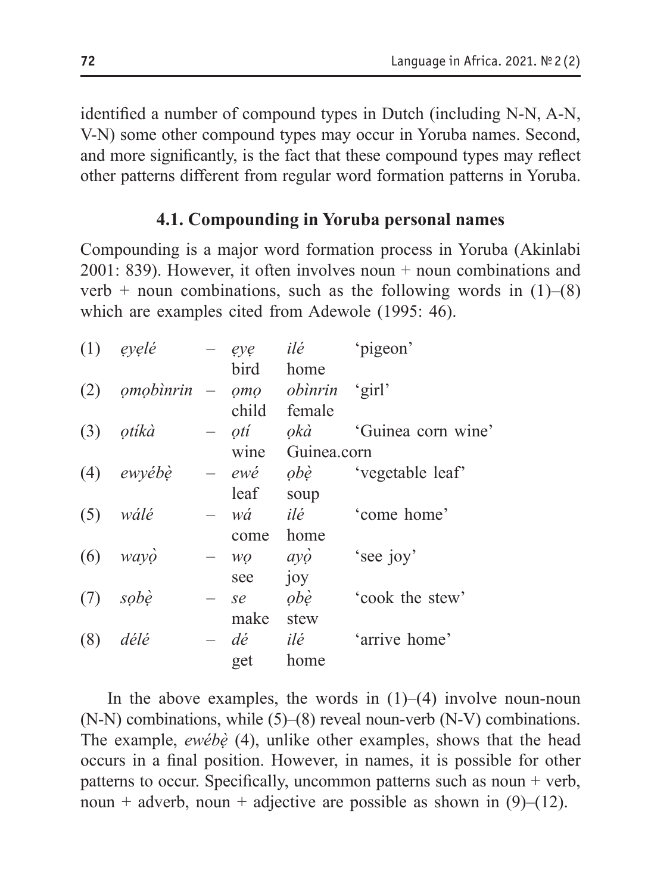identified a number of compound types in Dutch (including N-N, A-N, V-N) some other compound types may occur in Yoruba names. Second, and more significantly, is the fact that these compound types may reflect other patterns different from regular word formation patterns in Yoruba.

### 4.1. Compounding in Yoruba personal names

Compounding is a major word formation process in Yoruba (Akinlabi 2001: 839). However, it often involves noun + noun combinations and verb + noun combinations, such as the following words in (1)–(8) which are examples cited from Adewole (1995: 46).

| | | | | | |
|---|---|---|---|---|---|
| (1) | *ẹyẹlé* | – | *ẹyẹ* | *ilé* | 'pigeon' |
| | | | bird | home | |
| (2) | *ọmọbìnrin* | – | *ọmọ* | *obìnrin* | 'girl' |
| | | | child | female | |
| (3) | *ọtíkà* | – | *ọtí* | *ọkà* | 'Guinea corn wine' |
| | | | wine | Guinea.corn | |
| (4) | *ewyébẹ̀* | – | *ewé* | *ọbẹ̀* | 'vegetable leaf' |
| | | | leaf | soup | |
| (5) | *wálé* | – | *wá* | *ilé* | 'come home' |
| | | | come | home | |
| (6) | *wayọ̀* | – | *wọ* | *ayọ̀* | 'see joy' |
| | | | see | joy | |
| (7) | *sọbẹ̀* | – | *se* | *ọbẹ̀* | 'cook the stew' |
| | | | make | stew | |
| (8) | *délé* | – | *dé* | *ilé* | 'arrive home' |
| | | | get | home | |

In the above examples, the words in (1)–(4) involve noun-noun (N-N) combinations, while (5)–(8) reveal noun-verb (N-V) combinations. The example, *ewébẹ̀* (4), unlike other examples, shows that the head occurs in a final position. However, in names, it is possible for other patterns to occur. Specifically, uncommon patterns such as noun + verb, noun + adverb, noun + adjective are possible as shown in (9)–(12).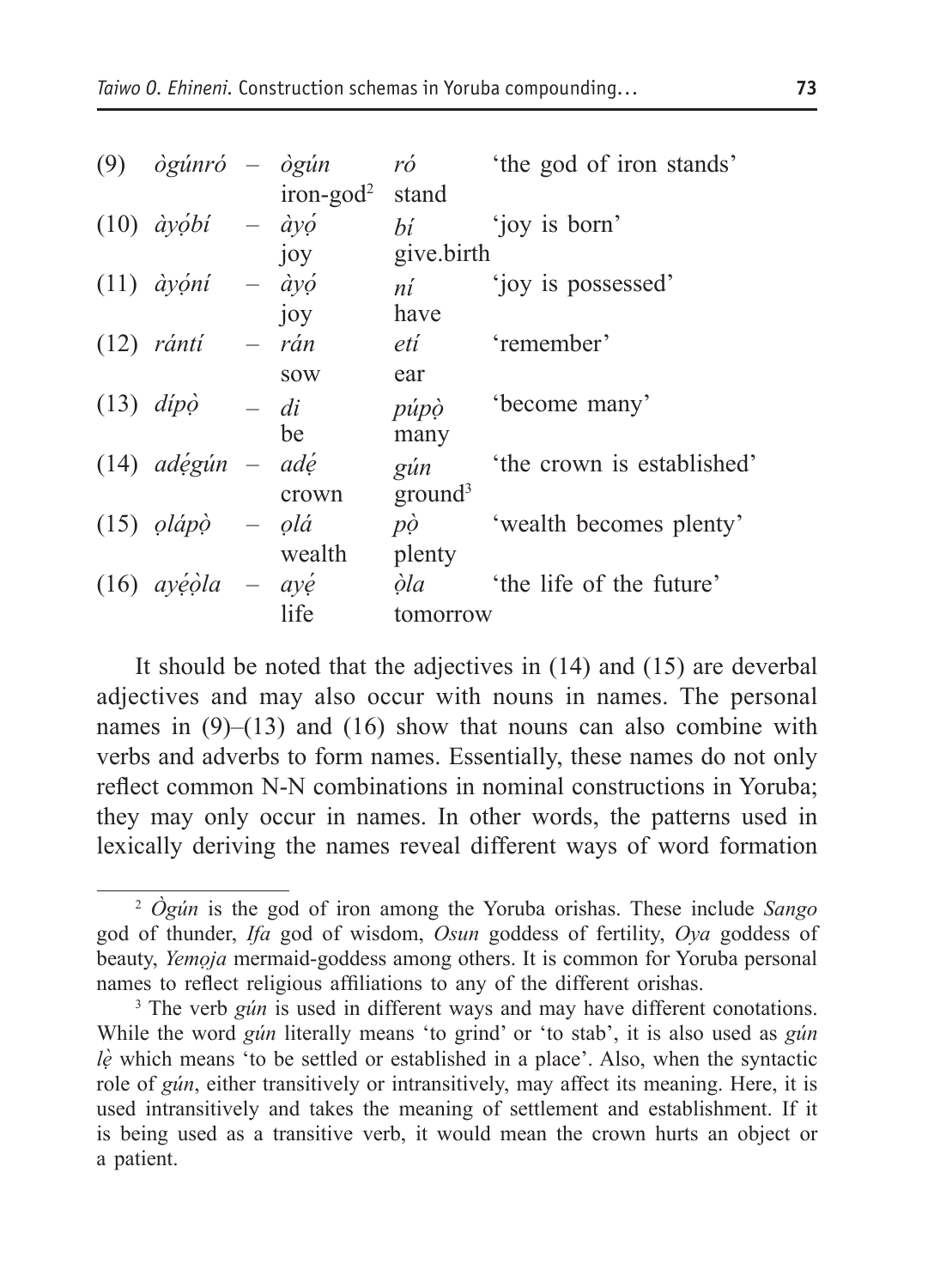| (9) | *ògúnró* | – | *ògún* | *ró* | 'the god of iron stands' |
|---|---|---|---|---|---|
| | | | iron-god[2] | stand | |
| (10) | *àyọ́bí* | – | *àyọ́* | *bí* | 'joy is born' |
| | | | joy | give.birth | |
| (11) | *àyọ́ní* | – | *àyọ́* | *ní* | 'joy is possessed' |
| | | | joy | have | |
| (12) | *rántí* | – | *rán* | *etí* | 'remember' |
| | | | sow | ear | |
| (13) | *dípọ̀* | – | *di* | *púpọ̀* | 'become many' |
| | | | be | many | |
| (14) | *adégún* | – | *adé* | *gún* | 'the crown is established' |
| | | | crown | ground[3] | |
| (15) | *ọlápọ̀* | – | *ọlá* | *pọ̀* | 'wealth becomes plenty' |
| | | | wealth | plenty | |
| (16) | *ayéọ̀la* | – | *ayé* | *ọ̀la* | 'the life of the future' |
| | | | life | tomorrow | |

It should be noted that the adjectives in (14) and (15) are deverbal adjectives and may also occur with nouns in names. The personal names in (9)–(13) and (16) show that nouns can also combine with verbs and adverbs to form names. Essentially, these names do not only reflect common N-N combinations in nominal constructions in Yoruba; they may only occur in names. In other words, the patterns used in lexically deriving the names reveal different ways of word formation

[2] *Ògún* is the god of iron among the Yoruba orishas. These include *Sango* god of thunder, *Ifa* god of wisdom, *Osun* goddess of fertility, *Oya* goddess of beauty, *Yemọja* mermaid-goddess among others. It is common for Yoruba personal names to reflect religious affiliations to any of the different orishas.

[3] The verb *gún* is used in different ways and may have different conotations. While the word *gún* literally means 'to grind' or 'to stab', it is also used as *gún lẹ̀* which means 'to be settled or established in a place'. Also, when the syntactic role of *gún*, either transitively or intransitively, may affect its meaning. Here, it is used intransitively and takes the meaning of settlement and establishment. If it is being used as a transitive verb, it would mean the crown hurts an object or a patient.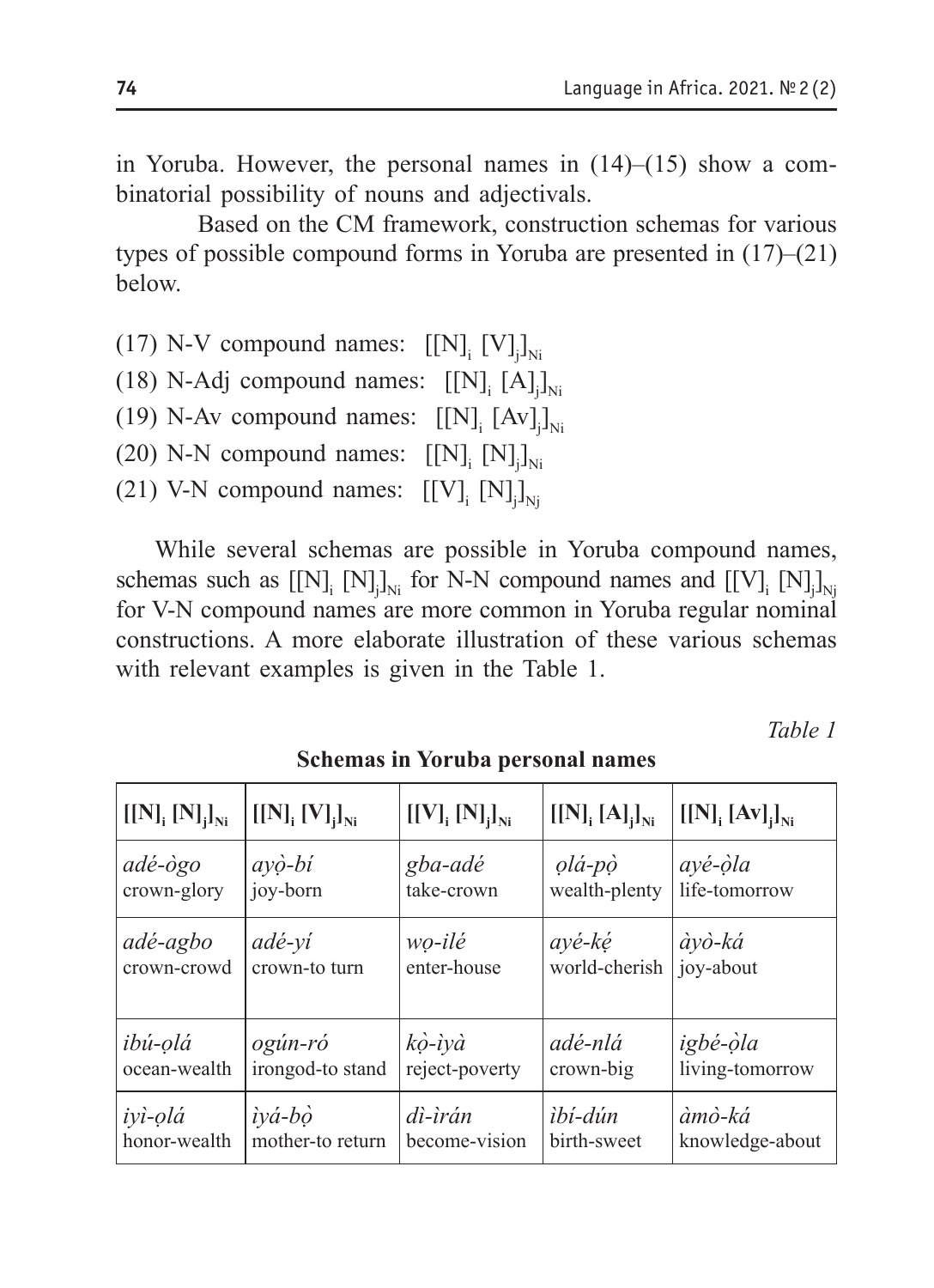in Yoruba. However, the personal names in (14)–(15) show a combinatorial possibility of nouns and adjectivals.

Based on the CM framework, construction schemas for various types of possible compound forms in Yoruba are presented in (17)–(21) below.

(17) N-V compound names: $[[N]_i\ [V]_j]_{Ni}$

(18) N-Adj compound names: $[[N]_i\ [A]_j]_{Ni}$

(19) N-Av compound names: $[[N]_i\ [Av]_j]_{Ni}$

(20) N-N compound names: $[[N]_i\ [N]_j]_{Ni}$

(21) V-N compound names: $[[V]_i\ [N]_j]_{Nj}$

While several schemas are possible in Yoruba compound names, schemas such as $[[N]_i\ [N]_j]_{Ni}$ for N-N compound names and $[[V]_i\ [N]_j]_{Nj}$ for V-N compound names are more common in Yoruba regular nominal constructions. A more elaborate illustration of these various schemas with relevant examples is given in the Table 1.

*Table 1*

**Schemas in Yoruba personal names**

| $[[N]_i\ [N]_j]_{Ni}$ | $[[N]_i\ [V]_j]_{Ni}$ | $[[V]_i\ [N]_j]_{Ni}$ | $[[N]_i\ [A]_j]_{Ni}$ | $[[N]_i\ [Av]_j]_{Ni}$ |
|---|---|---|---|---|
| *adé-ògo* crown-glory | *ayọ̀-bí* joy-born | *gba-adé* take-crown | *ọlá-pọ̀* wealth-plenty | *ayé-ọ̀la* life-tomorrow |
| *adé-agbo* crown-crowd | *adé-yí* crown-to turn | *wọ-ilé* enter-house | *ayé-kẹ́* world-cherish | *àyọ̀-ká* joy-about |
| *ibú-ọlá* ocean-wealth | *ogún-ró* irongod-to stand | *kọ̀-ìyà* reject-poverty | *adé-nlá* crown-big | *igbé-ọ̀la* living-tomorrow |
| *iyì-ọlá* honor-wealth | *ìyá-bọ̀* mother-to return | *dì-ìrán* become-vision | *ìbí-dún* birth-sweet | *àmò-ká* knowledge-about |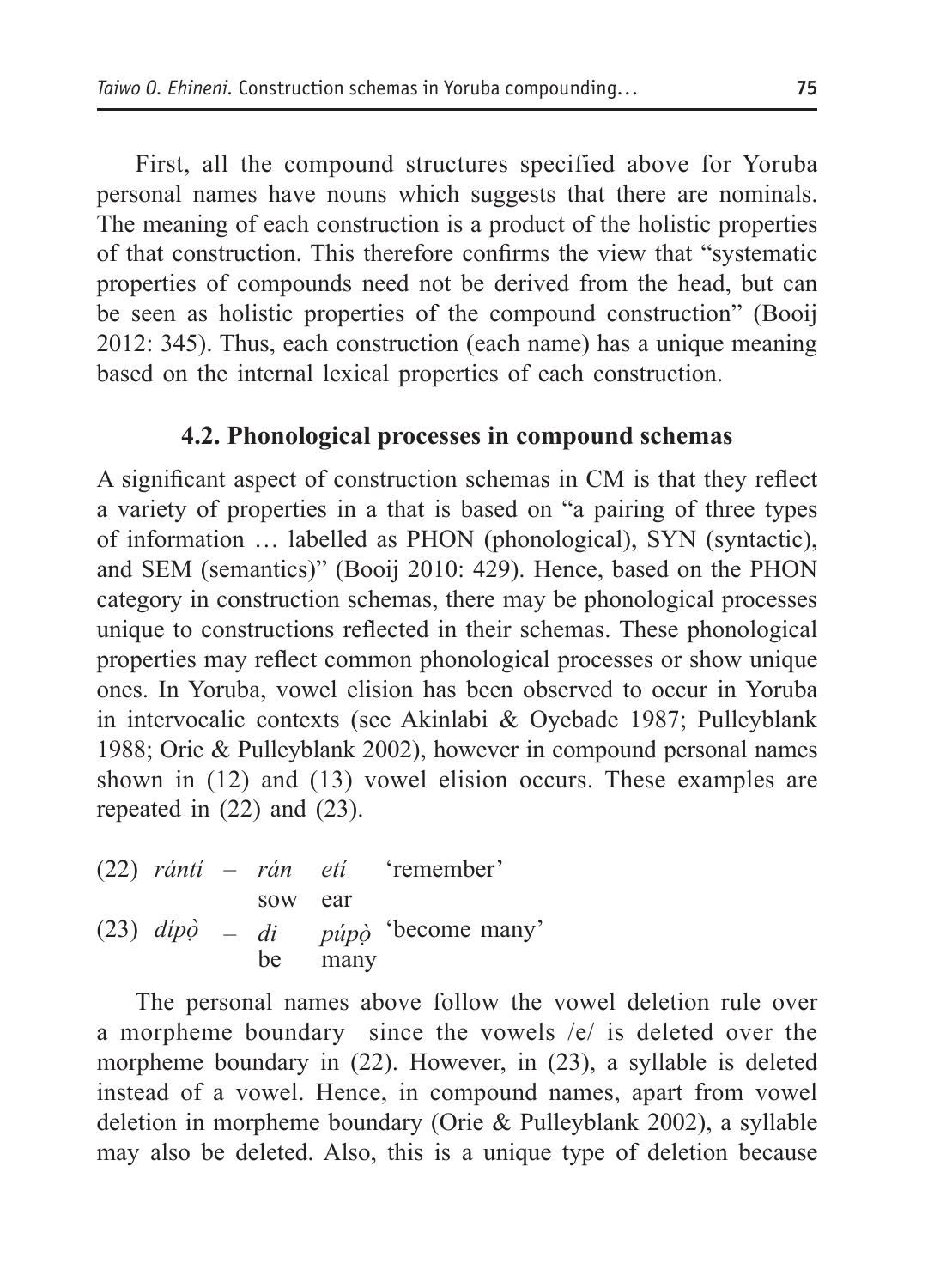First, all the compound structures specified above for Yoruba personal names have nouns which suggests that there are nominals. The meaning of each construction is a product of the holistic properties of that construction. This therefore confirms the view that "systematic properties of compounds need not be derived from the head, but can be seen as holistic properties of the compound construction" (Booij 2012: 345). Thus, each construction (each name) has a unique meaning based on the internal lexical properties of each construction.

### 4.2. Phonological processes in compound schemas

A significant aspect of construction schemas in CM is that they reflect a variety of properties in a that is based on "a pairing of three types of information … labelled as PHON (phonological), SYN (syntactic), and SEM (semantics)" (Booij 2010: 429). Hence, based on the PHON category in construction schemas, there may be phonological processes unique to constructions reflected in their schemas. These phonological properties may reflect common phonological processes or show unique ones. In Yoruba, vowel elision has been observed to occur in Yoruba in intervocalic contexts (see Akinlabi & Oyebade 1987; Pulleyblank 1988; Orie & Pulleyblank 2002), however in compound personal names shown in (12) and (13) vowel elision occurs. These examples are repeated in (22) and (23).

(22) *rántí* – *rán* *etí* 'remember'
          sow ear

(23) *dípọ̀* – *di* *púpọ̀* 'become many'
          be many

The personal names above follow the vowel deletion rule over a morpheme boundary since the vowels /e/ is deleted over the morpheme boundary in (22). However, in (23), a syllable is deleted instead of a vowel. Hence, in compound names, apart from vowel deletion in morpheme boundary (Orie & Pulleyblank 2002), a syllable may also be deleted. Also, this is a unique type of deletion because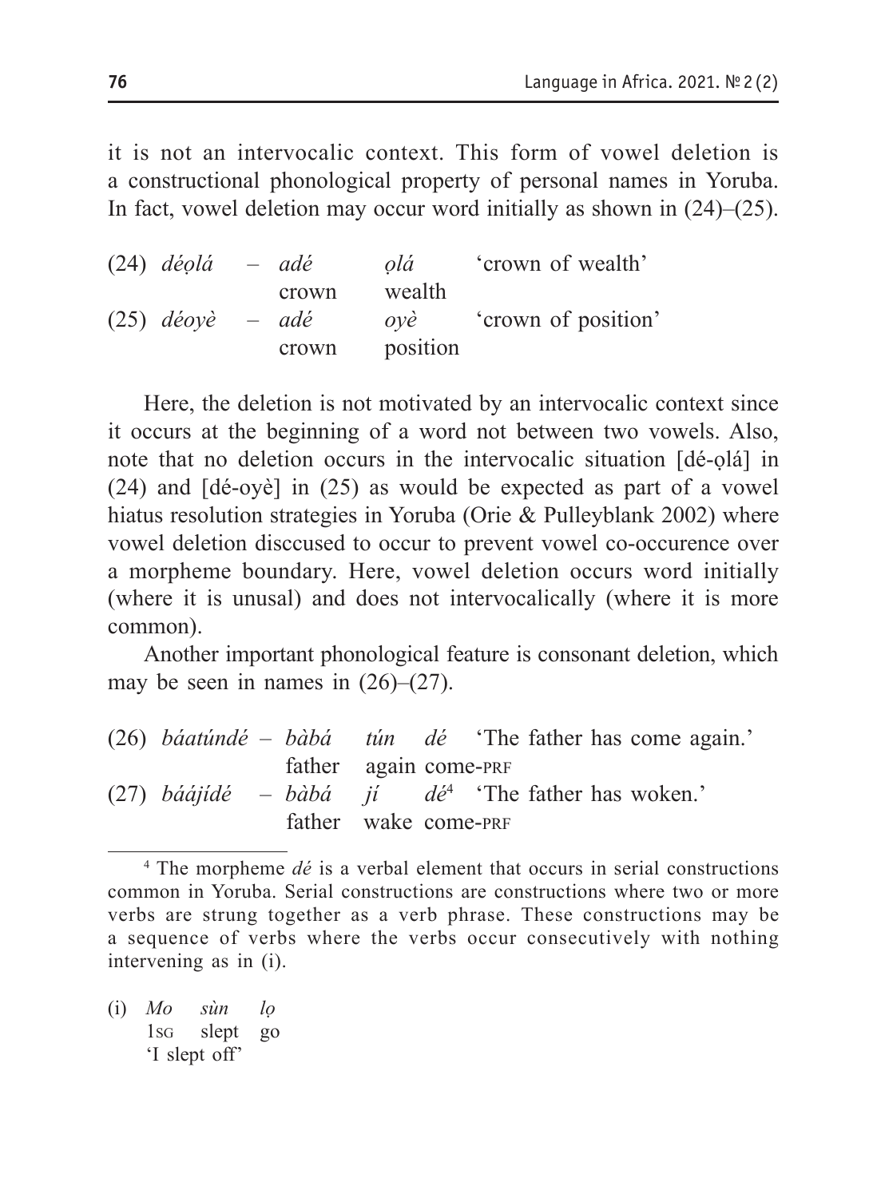it is not an intervocalic context. This form of vowel deletion is a constructional phonological property of personal names in Yoruba. In fact, vowel deletion may occur word initially as shown in (24)–(25).

| | | | | | |
|---|---|---|---|---|---|
| (24) | *déọlá* | – | *adé* | *ọlá* | 'crown of wealth' |
| | | | crown | wealth | |
| (25) | *déoyè* | – | *adé* | *oyè* | 'crown of position' |
| | | | crown | position | |

Here, the deletion is not motivated by an intervocalic context since it occurs at the beginning of a word not between two vowels. Also, note that no deletion occurs in the intervocalic situation [dé-ọlá] in (24) and [dé-oyè] in (25) as would be expected as part of a vowel hiatus resolution strategies in Yoruba (Orie & Pulleyblank 2002) where vowel deletion disccused to occur to prevent vowel co-occurence over a morpheme boundary. Here, vowel deletion occurs word initially (where it is unusal) and does not intervocalically (where it is more common).

Another important phonological feature is consonant deletion, which may be seen in names in (26)–(27).

| | | | | | | |
|---|---|---|---|---|---|---|
| (26) | *báatúndé* | – | *bàbá* | *tún* | *dé* | 'The father has come again.' |
| | | | father | again | come-PRF | |
| (27) | *báájídé* | – | *bàbá* | *jí* | *dé*[4] | 'The father has woken.' |
| | | | father | wake | come-PRF | |

[4] The morpheme *dé* is a verbal element that occurs in serial constructions common in Yoruba. Serial constructions are constructions where two or more verbs are strung together as a verb phrase. These constructions may be a sequence of verbs where the verbs occur consecutively with nothing intervening as in (i).

| | | | |
|---|---|---|---|
| (i) | *Mo* | *sùn* | *lọ* |
| | 1SG | slept | go |
| | 'I slept off' | | |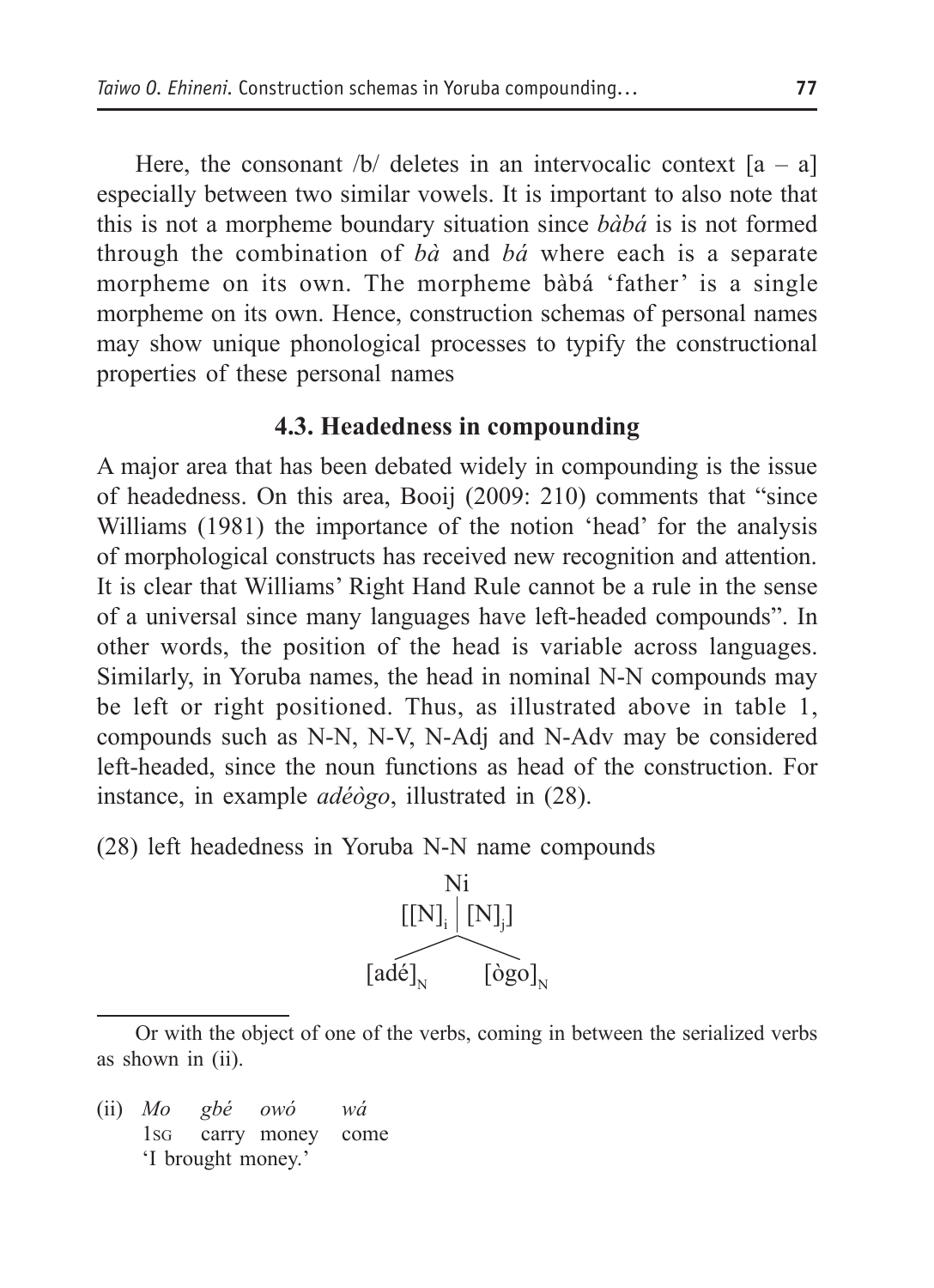Here, the consonant /b/ deletes in an intervocalic context [a – a] especially between two similar vowels. It is important to also note that this is not a morpheme boundary situation since *bàbá* is is not formed through the combination of *bà* and *bá* where each is a separate morpheme on its own. The morpheme bàbá 'father' is a single morpheme on its own. Hence, construction schemas of personal names may show unique phonological processes to typify the constructional properties of these personal names

### 4.3. Headedness in compounding

A major area that has been debated widely in compounding is the issue of headedness. On this area, Booij (2009: 210) comments that "since Williams (1981) the importance of the notion 'head' for the analysis of morphological constructs has received new recognition and attention. It is clear that Williams' Right Hand Rule cannot be a rule in the sense of a universal since many languages have left-headed compounds". In other words, the position of the head is variable across languages. Similarly, in Yoruba names, the head in nominal N-N compounds may be left or right positioned. Thus, as illustrated above in table 1, compounds such as N-N, N-V, N-Adj and N-Adv may be considered left-headed, since the noun functions as head of the construction. For instance, in example *adéògo*, illustrated in (28).

(28) left headedness in Yoruba N-N name compounds

$$
\begin{array}{c}
N_i \\
[[N]_i \mid [N]_j] \\
[\text{adé}]_N \qquad [\text{ògo}]_N
\end{array}
$$

---

Or with the object of one of the verbs, coming in between the serialized verbs as shown in (ii).

(ii) *Mo* *gbé* *owó* *wá*
1SG carry money come
'I brought money.'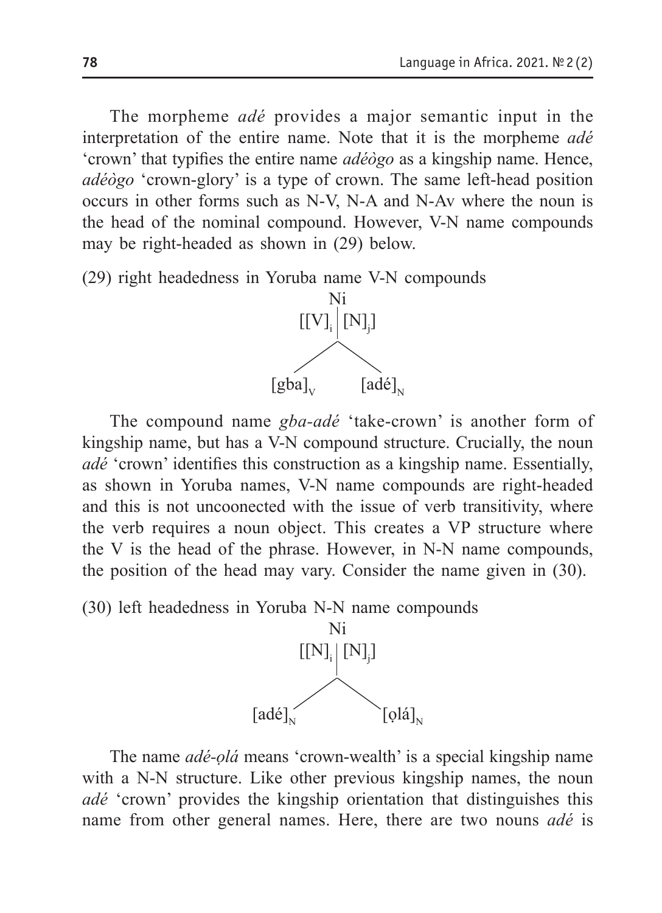The morpheme *adé* provides a major semantic input in the interpretation of the entire name. Note that it is the morpheme *adé* 'crown' that typifies the entire name *adéògo* as a kingship name. Hence, *adéògo* 'crown-glory' is a type of crown. The same left-head position occurs in other forms such as N-V, N-A and N-Av where the noun is the head of the nominal compound. However, V-N name compounds may be right-headed as shown in (29) below.

(29) right headedness in Yoruba name V-N compounds

```
          Ni
     [[V]i | [N]j]
          /\
         /  \
  [gba]V      [adé]N
```

The compound name *gba-adé* 'take-crown' is another form of kingship name, but has a V-N compound structure. Crucially, the noun *adé* 'crown' identifies this construction as a kingship name. Essentially, as shown in Yoruba names, V-N name compounds are right-headed and this is not uncoonected with the issue of verb transitivity, where the verb requires a noun object. This creates a VP structure where the V is the head of the phrase. However, in N-N name compounds, the position of the head may vary. Consider the name given in (30).

(30) left headedness in Yoruba N-N name compounds

```
          Ni
     [[N]i | [N]j]
          /\
         /  \
  [adé]N      [ọlá]N
```

The name *adé-ọlá* means 'crown-wealth' is a special kingship name with a N-N structure. Like other previous kingship names, the noun *adé* 'crown' provides the kingship orientation that distinguishes this name from other general names. Here, there are two nouns *adé* is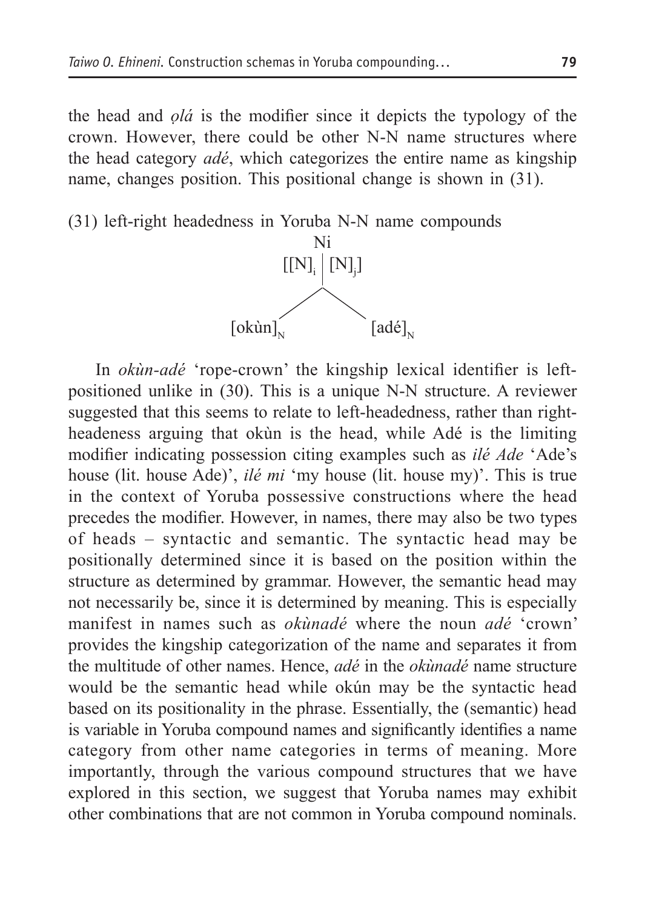the head and *ọlá* is the modifier since it depicts the typology of the crown. However, there could be other N-N name structures where the head category *adé*, which categorizes the entire name as kingship name, changes position. This positional change is shown in (31).

(31) left-right headedness in Yoruba N-N name compounds

$$
\begin{array}{c}
N_i \\
[[N]_i \mid [N]_j] \\
\diagup \qquad \diagdown \\
[\text{okùn}]_N \qquad\qquad [\text{adé}]_N
\end{array}
$$

In *okùn-adé* 'rope-crown' the kingship lexical identifier is left-positioned unlike in (30). This is a unique N-N structure. A reviewer suggested that this seems to relate to left-headedness, rather than right-headeness arguing that okùn is the head, while Adé is the limiting modifier indicating possession citing examples such as *ilé Ade* 'Ade's house (lit. house Ade)', *ilé mi* 'my house (lit. house my)'. This is true in the context of Yoruba possessive constructions where the head precedes the modifier. However, in names, there may also be two types of heads – syntactic and semantic. The syntactic head may be positionally determined since it is based on the position within the structure as determined by grammar. However, the semantic head may not necessarily be, since it is determined by meaning. This is especially manifest in names such as *okùnadé* where the noun *adé* 'crown' provides the kingship categorization of the name and separates it from the multitude of other names. Hence, *adé* in the *okùnadé* name structure would be the semantic head while okún may be the syntactic head based on its positionality in the phrase. Essentially, the (semantic) head is variable in Yoruba compound names and significantly identifies a name category from other name categories in terms of meaning. More importantly, through the various compound structures that we have explored in this section, we suggest that Yoruba names may exhibit other combinations that are not common in Yoruba compound nominals.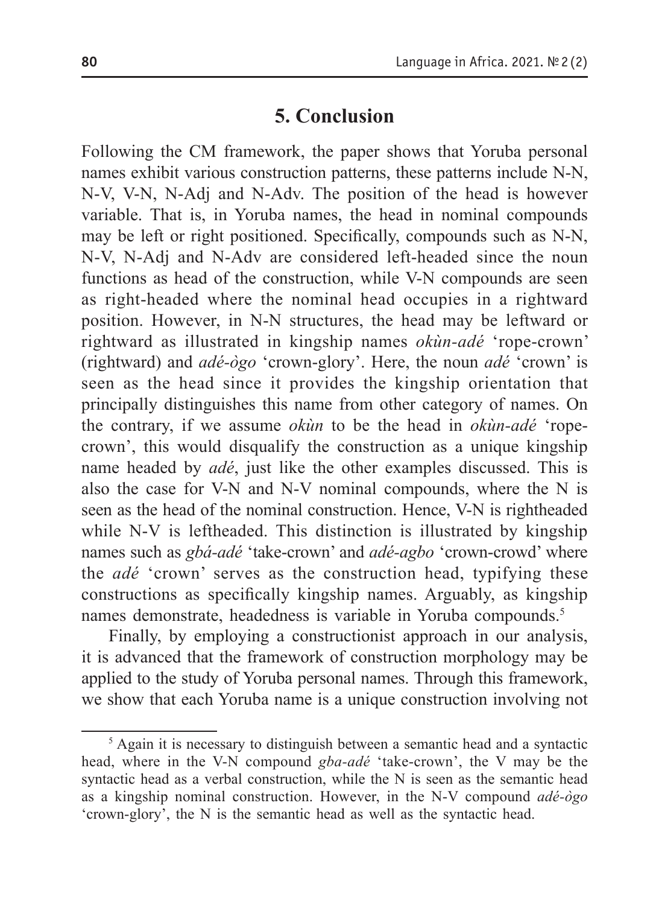## 5. Conclusion

Following the CM framework, the paper shows that Yoruba personal names exhibit various construction patterns, these patterns include N-N, N-V, V-N, N-Adj and N-Adv. The position of the head is however variable. That is, in Yoruba names, the head in nominal compounds may be left or right positioned. Specifically, compounds such as N-N, N-V, N-Adj and N-Adv are considered left-headed since the noun functions as head of the construction, while V-N compounds are seen as right-headed where the nominal head occupies in a rightward position. However, in N-N structures, the head may be leftward or rightward as illustrated in kingship names *okùn-adé* 'rope-crown' (rightward) and *adé-ògo* 'crown-glory'. Here, the noun *adé* 'crown' is seen as the head since it provides the kingship orientation that principally distinguishes this name from other category of names. On the contrary, if we assume *okùn* to be the head in *okùn-adé* 'rope-crown', this would disqualify the construction as a unique kingship name headed by *adé*, just like the other examples discussed. This is also the case for V-N and N-V nominal compounds, where the N is seen as the head of the nominal construction. Hence, V-N is rightheaded while N-V is leftheaded. This distinction is illustrated by kingship names such as *gbá-adé* 'take-crown' and *adé-agbo* 'crown-crowd' where the *adé* 'crown' serves as the construction head, typifying these constructions as specifically kingship names. Arguably, as kingship names demonstrate, headedness is variable in Yoruba compounds.[5]

Finally, by employing a constructionist approach in our analysis, it is advanced that the framework of construction morphology may be applied to the study of Yoruba personal names. Through this framework, we show that each Yoruba name is a unique construction involving not

---

[5] Again it is necessary to distinguish between a semantic head and a syntactic head, where in the V-N compound *gba-adé* 'take-crown', the V may be the syntactic head as a verbal construction, while the N is seen as the semantic head as a kingship nominal construction. However, in the N-V compound *adé-ògo* 'crown-glory', the N is the semantic head as well as the syntactic head.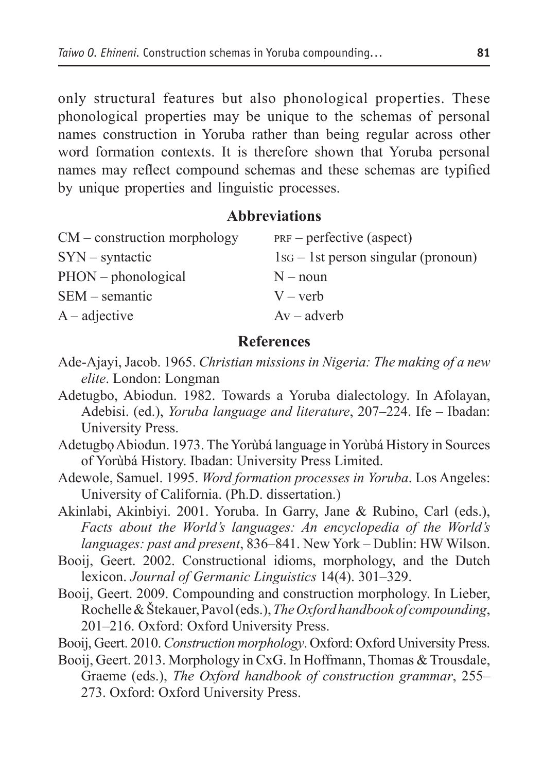only structural features but also phonological properties. These phonological properties may be unique to the schemas of personal names construction in Yoruba rather than being regular across other word formation contexts. It is therefore shown that Yoruba personal names may reflect compound schemas and these schemas are typified by unique properties and linguistic processes.

## Abbreviations

| | |
|---|---|
| CM – construction morphology | PRF – perfective (aspect) |
| SYN – syntactic | 1SG – 1st person singular (pronoun) |
| PHON – phonological | N – noun |
| SEM – semantic | V – verb |
| A – adjective | Av – adverb |

## References

Ade-Ajayi, Jacob. 1965. *Christian missions in Nigeria: The making of a new elite*. London: Longman

Adetugbo, Abiodun. 1982. Towards a Yoruba dialectology. In Afolayan, Adebisi. (ed.), *Yoruba language and literature*, 207–224. Ife – Ibadan: University Press.

Adetugbọ Abiodun. 1973. The Yorùbá language in Yorùbá History in Sources of Yorùbá History. Ibadan: University Press Limited.

Adewole, Samuel. 1995. *Word formation processes in Yoruba*. Los Angeles: University of California. (Ph.D. dissertation.)

Akinlabi, Akinbiyi. 2001. Yoruba. In Garry, Jane & Rubino, Carl (eds.), *Facts about the World's languages: An encyclopedia of the World's languages: past and present*, 836–841. New York – Dublin: HW Wilson.

Booij, Geert. 2002. Constructional idioms, morphology, and the Dutch lexicon. *Journal of Germanic Linguistics* 14(4). 301–329.

Booij, Geert. 2009. Compounding and construction morphology. In Lieber, Rochelle & Štekauer, Pavol (eds.), *The Oxford handbook of compounding*, 201–216. Oxford: Oxford University Press.

Booij, Geert. 2010. *Construction morphology*. Oxford: Oxford University Press.

Booij, Geert. 2013. Morphology in CxG. In Hoffmann, Thomas & Trousdale, Graeme (eds.), *The Oxford handbook of construction grammar*, 255–273. Oxford: Oxford University Press.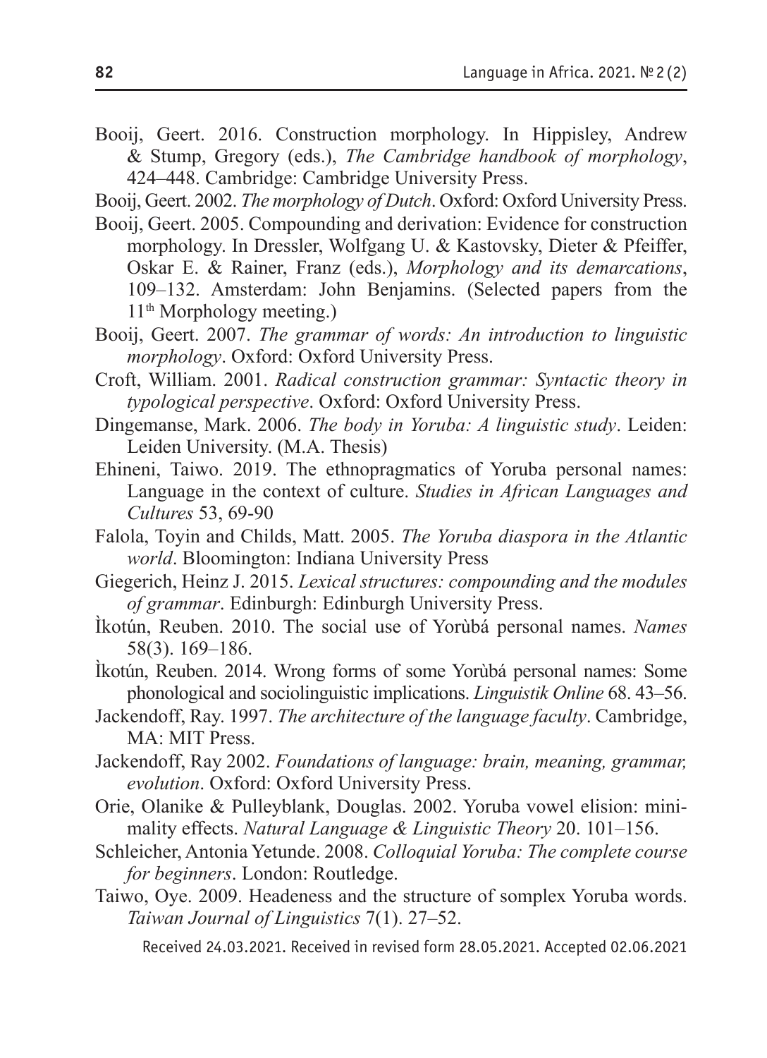Booij, Geert. 2016. Construction morphology. In Hippisley, Andrew & Stump, Gregory (eds.), *The Cambridge handbook of morphology*, 424–448. Cambridge: Cambridge University Press.

Booij, Geert. 2002. *The morphology of Dutch*. Oxford: Oxford University Press.

Booij, Geert. 2005. Compounding and derivation: Evidence for construction morphology. In Dressler, Wolfgang U. & Kastovsky, Dieter & Pfeiffer, Oskar E. & Rainer, Franz (eds.), *Morphology and its demarcations*, 109–132. Amsterdam: John Benjamins. (Selected papers from the 11th Morphology meeting.)

Booij, Geert. 2007. *The grammar of words: An introduction to linguistic morphology*. Oxford: Oxford University Press.

Croft, William. 2001. *Radical construction grammar: Syntactic theory in typological perspective*. Oxford: Oxford University Press.

Dingemanse, Mark. 2006. *The body in Yoruba: A linguistic study*. Leiden: Leiden University. (M.A. Thesis)

Ehineni, Taiwo. 2019. The ethnopragmatics of Yoruba personal names: Language in the context of culture. *Studies in African Languages and Cultures* 53, 69-90

Falola, Toyin and Childs, Matt. 2005. *The Yoruba diaspora in the Atlantic world*. Bloomington: Indiana University Press

Giegerich, Heinz J. 2015. *Lexical structures: compounding and the modules of grammar*. Edinburgh: Edinburgh University Press.

Ìkotún, Reuben. 2010. The social use of Yorùbá personal names. *Names* 58(3). 169–186.

Ìkotún, Reuben. 2014. Wrong forms of some Yorùbá personal names: Some phonological and sociolinguistic implications. *Linguistik Online* 68. 43–56.

Jackendoff, Ray. 1997. *The architecture of the language faculty*. Cambridge, MA: MIT Press.

Jackendoff, Ray 2002. *Foundations of language: brain, meaning, grammar, evolution*. Oxford: Oxford University Press.

Orie, Olanike & Pulleyblank, Douglas. 2002. Yoruba vowel elision: minimality effects. *Natural Language & Linguistic Theory* 20. 101–156.

Schleicher, Antonia Yetunde. 2008. *Colloquial Yoruba: The complete course for beginners*. London: Routledge.

Taiwo, Oye. 2009. Headeness and the structure of somplex Yoruba words. *Taiwan Journal of Linguistics* 7(1). 27–52.

Received 24.03.2021. Received in revised form 28.05.2021. Accepted 02.06.2021